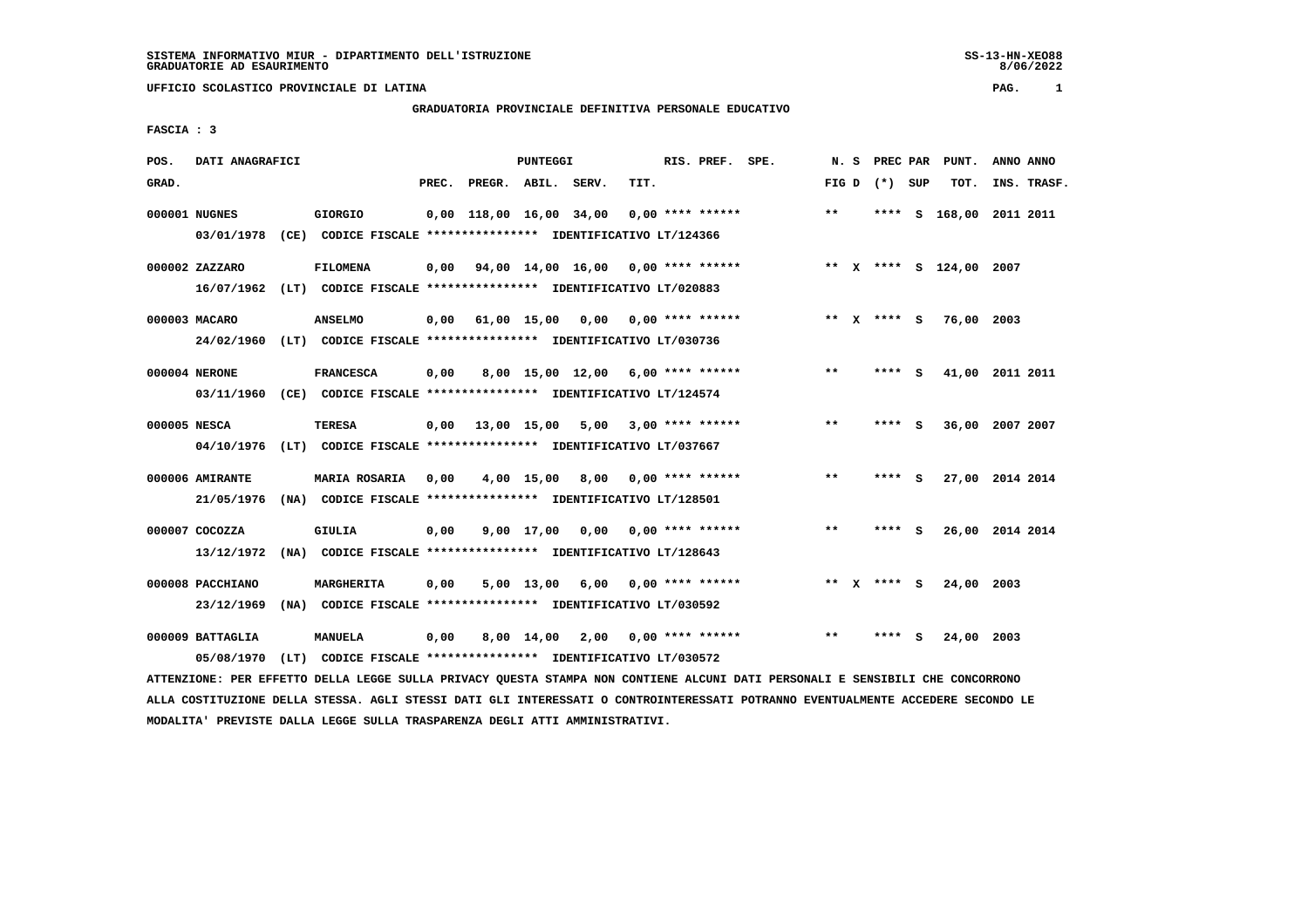SISTEMA INFORMATIVO MIUR - DIPARTIMENTO DELL'ISTRUZIONE
GRADUATORIE AD ESAURIMENTO

UFFICIO SCOLASTICO PROVINCIALE DI LATINA

**GRADUATORIA PROVINCIALE DEFINITIVA PERSONALE EDUCATIVO**

FASCIA : 3

| POS. GRAD. | DATI ANAGRAFICI | | PREC. | PREGR. | ABIL. | SERV. | TIT. | RIS. PREF. SPE. | N. S FIG D | PREC PAR (*) SUP | PUNT. TOT. | ANNO INS. | ANNO TRASF. |
|---|---|---|---|---|---|---|---|---|---|---|---|---|---|
| 000001 | NUGNES | GIORGIO | 0,00 | 118,00 | 16,00 | 34,00 | 0,00 | **** ****** | ** | **** S | 168,00 | 2011 | 2011 |
| | 03/01/1978 (CE) CODICE FISCALE **************** IDENTIFICATIVO LT/124366 | | | | | | | | | | | | |
| 000002 | ZAZZARO | FILOMENA | 0,00 | 94,00 | 14,00 | 16,00 | 0,00 | **** ****** | ** X | **** S | 124,00 | 2007 | |
| | 16/07/1962 (LT) CODICE FISCALE **************** IDENTIFICATIVO LT/020883 | | | | | | | | | | | | |
| 000003 | MACARO | ANSELMO | 0,00 | 61,00 | 15,00 | 0,00 | 0,00 | **** ****** | ** X | **** S | 76,00 | 2003 | |
| | 24/02/1960 (LT) CODICE FISCALE **************** IDENTIFICATIVO LT/030736 | | | | | | | | | | | | |
| 000004 | NERONE | FRANCESCA | 0,00 | 8,00 | 15,00 | 12,00 | 6,00 | **** ****** | ** | **** S | 41,00 | 2011 | 2011 |
| | 03/11/1960 (CE) CODICE FISCALE **************** IDENTIFICATIVO LT/124574 | | | | | | | | | | | | |
| 000005 | NESCA | TERESA | 0,00 | 13,00 | 15,00 | 5,00 | 3,00 | **** ****** | ** | **** S | 36,00 | 2007 | 2007 |
| | 04/10/1976 (LT) CODICE FISCALE **************** IDENTIFICATIVO LT/037667 | | | | | | | | | | | | |
| 000006 | AMIRANTE | MARIA ROSARIA | 0,00 | 4,00 | 15,00 | 8,00 | 0,00 | **** ****** | ** | **** S | 27,00 | 2014 | 2014 |
| | 21/05/1976 (NA) CODICE FISCALE **************** IDENTIFICATIVO LT/128501 | | | | | | | | | | | | |
| 000007 | COCOZZA | GIULIA | 0,00 | 9,00 | 17,00 | 0,00 | 0,00 | **** ****** | ** | **** S | 26,00 | 2014 | 2014 |
| | 13/12/1972 (NA) CODICE FISCALE **************** IDENTIFICATIVO LT/128643 | | | | | | | | | | | | |
| 000008 | PACCHIANO | MARGHERITA | 0,00 | 5,00 | 13,00 | 6,00 | 0,00 | **** ****** | ** X | **** S | 24,00 | 2003 | |
| | 23/12/1969 (NA) CODICE FISCALE **************** IDENTIFICATIVO LT/030592 | | | | | | | | | | | | |
| 000009 | BATTAGLIA | MANUELA | 0,00 | 8,00 | 14,00 | 2,00 | 0,00 | **** ****** | ** | **** S | 24,00 | 2003 | |
| | 05/08/1970 (LT) CODICE FISCALE **************** IDENTIFICATIVO LT/030572 | | | | | | | | | | | | |

ATTENZIONE: PER EFFETTO DELLA LEGGE SULLA PRIVACY QUESTA STAMPA NON CONTIENE ALCUNI DATI PERSONALI E SENSIBILI CHE CONCORRONO ALLA COSTITUZIONE DELLA STESSA. AGLI STESSI DATI GLI INTERESSATI O CONTROINTERESSATI POTRANNO EVENTUALMENTE ACCEDERE SECONDO LE MODALITA' PREVISTE DALLA LEGGE SULLA TRASPARENZA DEGLI ATTI AMMINISTRATIVI.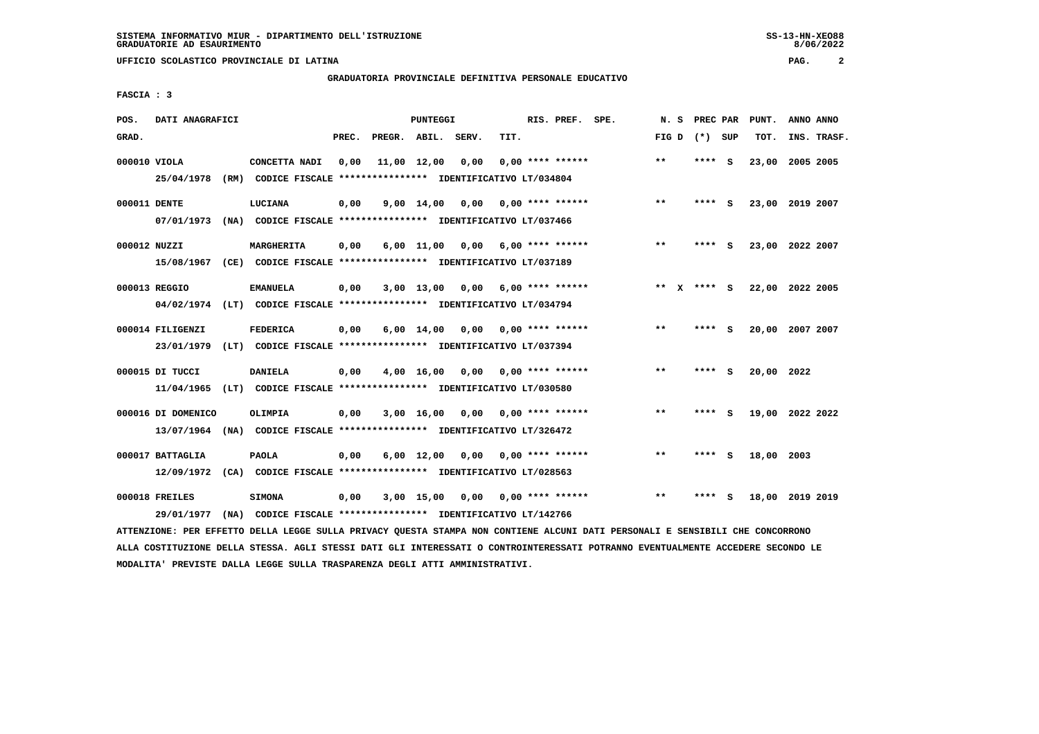SISTEMA INFORMATIVO MIUR - DIPARTIMENTO DELL'ISTRUZIONE
GRADUATORIE AD ESAURIMENTO

UFFICIO SCOLASTICO PROVINCIALE DI LATINA

## GRADUATORIA PROVINCIALE DEFINITIVA PERSONALE EDUCATIVO

FASCIA : 3

| POS. GRAD. | DATI ANAGRAFICI | | PREC. | PREGR. | ABIL. | SERV. | TIT. | RIS. PREF. | SPE. | N. S FIG D | PREC PAR (*) SUP | PUNT. TOT. | ANNO INS. | ANNO TRASF. |
|---|---|---|---|---|---|---|---|---|---|---|---|---|---|---|
| 000010 | VIOLA | CONCETTA NADI | 0,00 | 11,00 | 12,00 | 0,00 | 0,00 | **** ****** | | ** | **** S | 23,00 | 2005 | 2005 |
| | 25/04/1978 (RM) CODICE FISCALE **************** IDENTIFICATIVO LT/034804 | | | | | | | | | | | | | |
| 000011 | DENTE | LUCIANA | 0,00 | 9,00 | 14,00 | 0,00 | 0,00 | **** ****** | | ** | **** S | 23,00 | 2019 | 2007 |
| | 07/01/1973 (NA) CODICE FISCALE **************** IDENTIFICATIVO LT/037466 | | | | | | | | | | | | | |
| 000012 | NUZZI | MARGHERITA | 0,00 | 6,00 | 11,00 | 0,00 | 6,00 | **** ****** | | ** | **** S | 23,00 | 2022 | 2007 |
| | 15/08/1967 (CE) CODICE FISCALE **************** IDENTIFICATIVO LT/037189 | | | | | | | | | | | | | |
| 000013 | REGGIO | EMANUELA | 0,00 | 3,00 | 13,00 | 0,00 | 6,00 | **** ****** | | ** X | **** S | 22,00 | 2022 | 2005 |
| | 04/02/1974 (LT) CODICE FISCALE **************** IDENTIFICATIVO LT/034794 | | | | | | | | | | | | | |
| 000014 | FILIGENZI | FEDERICA | 0,00 | 6,00 | 14,00 | 0,00 | 0,00 | **** ****** | | ** | **** S | 20,00 | 2007 | 2007 |
| | 23/01/1979 (LT) CODICE FISCALE **************** IDENTIFICATIVO LT/037394 | | | | | | | | | | | | | |
| 000015 | DI TUCCI | DANIELA | 0,00 | 4,00 | 16,00 | 0,00 | 0,00 | **** ****** | | ** | **** S | 20,00 | 2022 | |
| | 11/04/1965 (LT) CODICE FISCALE **************** IDENTIFICATIVO LT/030580 | | | | | | | | | | | | | |
| 000016 | DI DOMENICO | OLIMPIA | 0,00 | 3,00 | 16,00 | 0,00 | 0,00 | **** ****** | | ** | **** S | 19,00 | 2022 | 2022 |
| | 13/07/1964 (NA) CODICE FISCALE **************** IDENTIFICATIVO LT/326472 | | | | | | | | | | | | | |
| 000017 | BATTAGLIA | PAOLA | 0,00 | 6,00 | 12,00 | 0,00 | 0,00 | **** ****** | | ** | **** S | 18,00 | 2003 | |
| | 12/09/1972 (CA) CODICE FISCALE **************** IDENTIFICATIVO LT/028563 | | | | | | | | | | | | | |
| 000018 | FREILES | SIMONA | 0,00 | 3,00 | 15,00 | 0,00 | 0,00 | **** ****** | | ** | **** S | 18,00 | 2019 | 2019 |
| | 29/01/1977 (NA) CODICE FISCALE **************** IDENTIFICATIVO LT/142766 | | | | | | | | | | | | | |

ATTENZIONE: PER EFFETTO DELLA LEGGE SULLA PRIVACY QUESTA STAMPA NON CONTIENE ALCUNI DATI PERSONALI E SENSIBILI CHE CONCORRONO ALLA COSTITUZIONE DELLA STESSA. AGLI STESSI DATI GLI INTERESSATI O CONTROINTERESSATI POTRANNO EVENTUALMENTE ACCEDERE SECONDO LE MODALITA' PREVISTE DALLA LEGGE SULLA TRASPARENZA DEGLI ATTI AMMINISTRATIVI.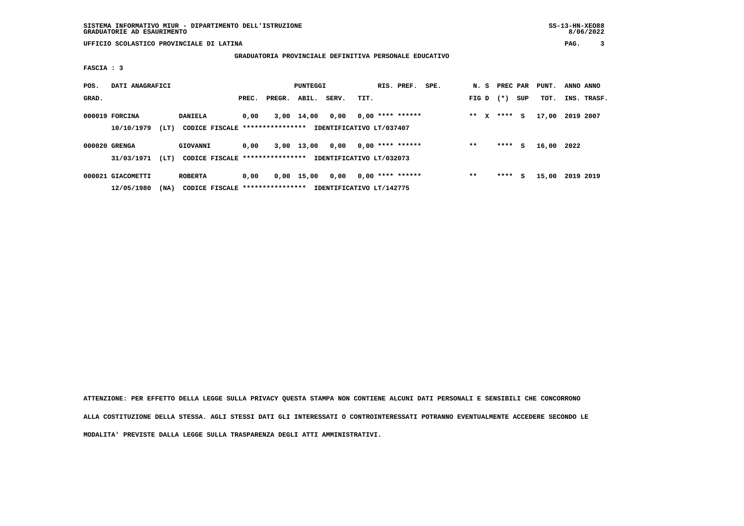GRADUATORIA PROVINCIALE DEFINITIVA PERSONALE EDUCATIVO

FASCIA : 3

| POS. GRAD. | DATI ANAGRAFICI | | | PUNTEGGI PREC. | PREGR. | ABIL. | SERV. | TIT. | RIS. PREF. | SPE. | N. S FIG D | PREC PAR (*) | SUP | PUNT. TOT. | ANNO INS. | ANNO TRASF. |
|---|---|---|---|---|---|---|---|---|---|---|---|---|---|---|---|---|
| 000019 | FORCINA | DANIELA | | 0,00 | 3,00 | 14,00 | 0,00 | 0,00 | **** ****** | | ** X | **** | S | 17,00 | 2019 | 2007 |
| | 10/10/1979 (LT) | CODICE FISCALE **************** | IDENTIFICATIVO LT/037407 | | | | | | | | | | | | | |
| 000020 | GRENGA | GIOVANNI | | 0,00 | 3,00 | 13,00 | 0,00 | 0,00 | **** ****** | | ** | **** | S | 16,00 | 2022 | |
| | 31/03/1971 (LT) | CODICE FISCALE **************** | IDENTIFICATIVO LT/032073 | | | | | | | | | | | | | |
| 000021 | GIACOMETTI | ROBERTA | | 0,00 | 0,00 | 15,00 | 0,00 | 0,00 | **** ****** | | ** | **** | S | 15,00 | 2019 | 2019 |
| | 12/05/1980 (NA) | CODICE FISCALE **************** | IDENTIFICATIVO LT/142775 | | | | | | | | | | | | | |

ATTENZIONE: PER EFFETTO DELLA LEGGE SULLA PRIVACY QUESTA STAMPA NON CONTIENE ALCUNI DATI PERSONALI E SENSIBILI CHE CONCORRONO ALLA COSTITUZIONE DELLA STESSA. AGLI STESSI DATI GLI INTERESSATI O CONTROINTERESSATI POTRANNO EVENTUALMENTE ACCEDERE SECONDO LE MODALITA' PREVISTE DALLA LEGGE SULLA TRASPARENZA DEGLI ATTI AMMINISTRATIVI.